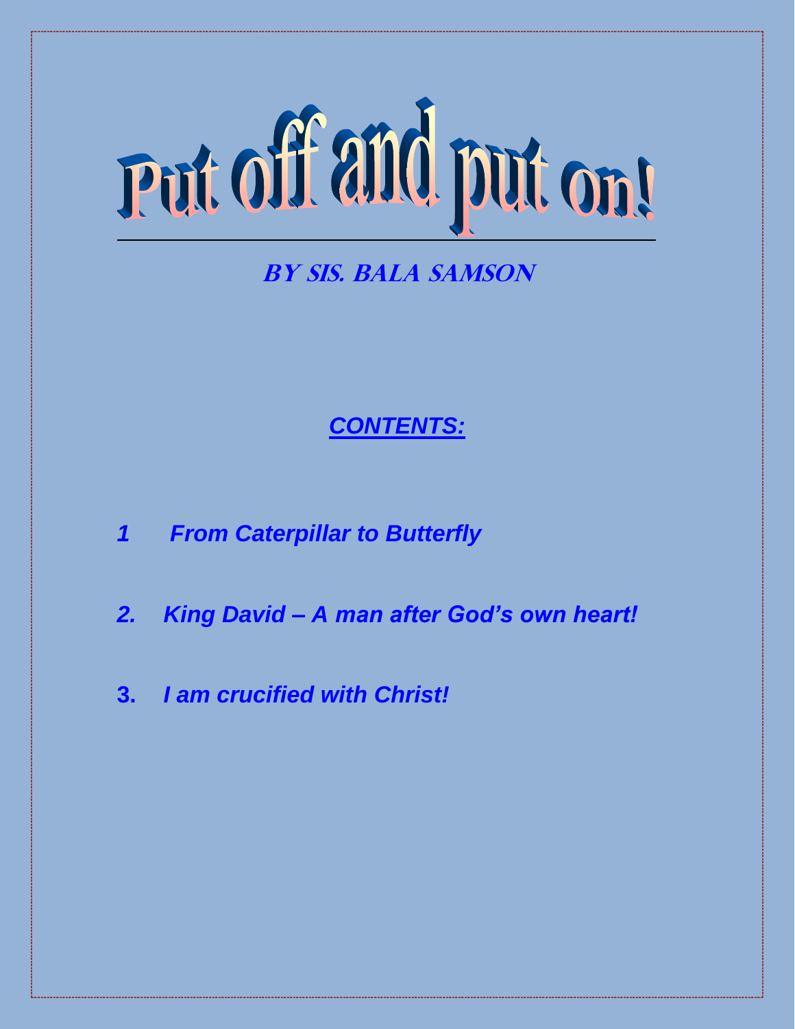# Put off and put on!

**BY SIS. BALA SAMSON**

***CONTENTS:***

*1 From Caterpillar to Butterfly*

*2. King David – A man after God's own heart!*

**3.** *I am crucified with Christ!*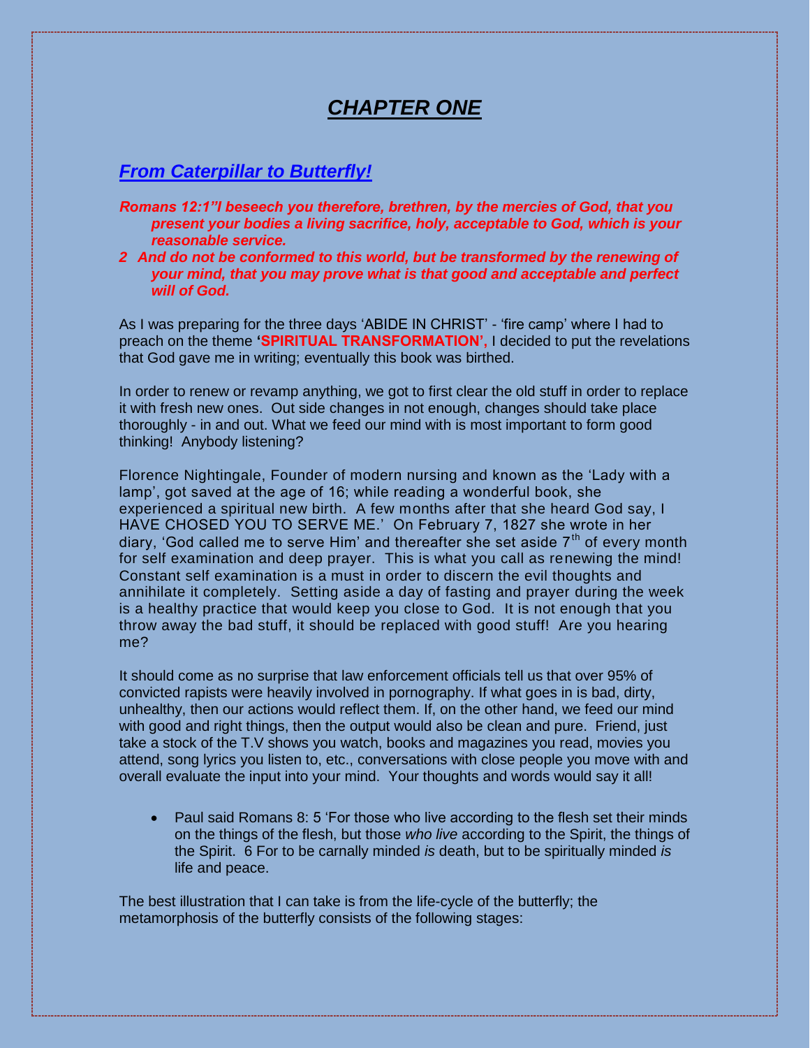# *CHAPTER ONE*

## *From Caterpillar to Butterfly!*

***Romans 12:1"I beseech you therefore, brethren, by the mercies of God, that you present your bodies a living sacrifice, holy, acceptable to God, which is your reasonable service.***

***2 And do not be conformed to this world, but be transformed by the renewing of your mind, that you may prove what is that good and acceptable and perfect will of God.***

As I was preparing for the three days 'ABIDE IN CHRIST' - 'fire camp' where I had to preach on the theme **'SPIRITUAL TRANSFORMATION',** I decided to put the revelations that God gave me in writing; eventually this book was birthed.

In order to renew or revamp anything, we got to first clear the old stuff in order to replace it with fresh new ones. Out side changes in not enough, changes should take place thoroughly - in and out. What we feed our mind with is most important to form good thinking! Anybody listening?

Florence Nightingale, Founder of modern nursing and known as the 'Lady with a lamp', got saved at the age of 16; while reading a wonderful book, she experienced a spiritual new birth. A few months after that she heard God say, I HAVE CHOSED YOU TO SERVE ME.' On February 7, 1827 she wrote in her diary, 'God called me to serve Him' and thereafter she set aside 7th of every month for self examination and deep prayer. This is what you call as renewing the mind! Constant self examination is a must in order to discern the evil thoughts and annihilate it completely. Setting aside a day of fasting and prayer during the week is a healthy practice that would keep you close to God. It is not enough that you throw away the bad stuff, it should be replaced with good stuff! Are you hearing me?

It should come as no surprise that law enforcement officials tell us that over 95% of convicted rapists were heavily involved in pornography. If what goes in is bad, dirty, unhealthy, then our actions would reflect them. If, on the other hand, we feed our mind with good and right things, then the output would also be clean and pure. Friend, just take a stock of the T.V shows you watch, books and magazines you read, movies you attend, song lyrics you listen to, etc., conversations with close people you move with and overall evaluate the input into your mind. Your thoughts and words would say it all!

- Paul said Romans 8: 5 'For those who live according to the flesh set their minds on the things of the flesh, but those *who live* according to the Spirit, the things of the Spirit. 6 For to be carnally minded *is* death, but to be spiritually minded *is* life and peace.

The best illustration that I can take is from the life-cycle of the butterfly; the metamorphosis of the butterfly consists of the following stages: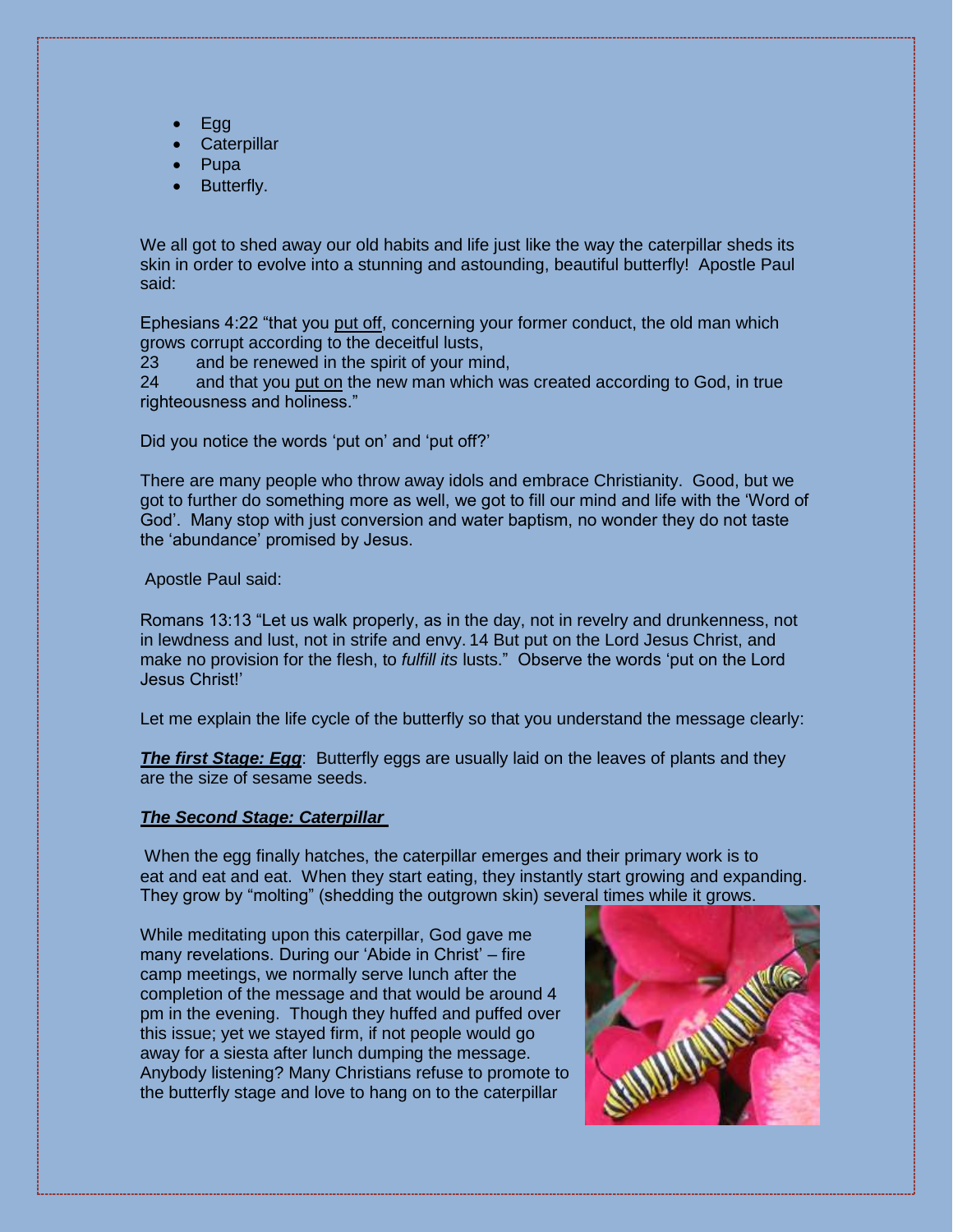- Egg
- Caterpillar
- Pupa
- Butterfly.

We all got to shed away our old habits and life just like the way the caterpillar sheds its skin in order to evolve into a stunning and astounding, beautiful butterfly! Apostle Paul said:

Ephesians 4:22 "that you put off, concerning your former conduct, the old man which grows corrupt according to the deceitful lusts,
23 and be renewed in the spirit of your mind,
24 and that you put on the new man which was created according to God, in true righteousness and holiness."

Did you notice the words 'put on' and 'put off?'

There are many people who throw away idols and embrace Christianity. Good, but we got to further do something more as well, we got to fill our mind and life with the 'Word of God'. Many stop with just conversion and water baptism, no wonder they do not taste the 'abundance' promised by Jesus.

Apostle Paul said:

Romans 13:13 "Let us walk properly, as in the day, not in revelry and drunkenness, not in lewdness and lust, not in strife and envy. 14 But put on the Lord Jesus Christ, and make no provision for the flesh, to *fulfill its* lusts." Observe the words 'put on the Lord Jesus Christ!'

Let me explain the life cycle of the butterfly so that you understand the message clearly:

***The first Stage: Egg***: Butterfly eggs are usually laid on the leaves of plants and they are the size of sesame seeds.

***The Second Stage: Caterpillar***

When the egg finally hatches, the caterpillar emerges and their primary work is to eat and eat and eat. When they start eating, they instantly start growing and expanding. They grow by "molting" (shedding the outgrown skin) several times while it grows.

While meditating upon this caterpillar, God gave me many revelations. During our 'Abide in Christ' – fire camp meetings, we normally serve lunch after the completion of the message and that would be around 4 pm in the evening. Though they huffed and puffed over this issue; yet we stayed firm, if not people would go away for a siesta after lunch dumping the message. Anybody listening? Many Christians refuse to promote to the butterfly stage and love to hang on to the caterpillar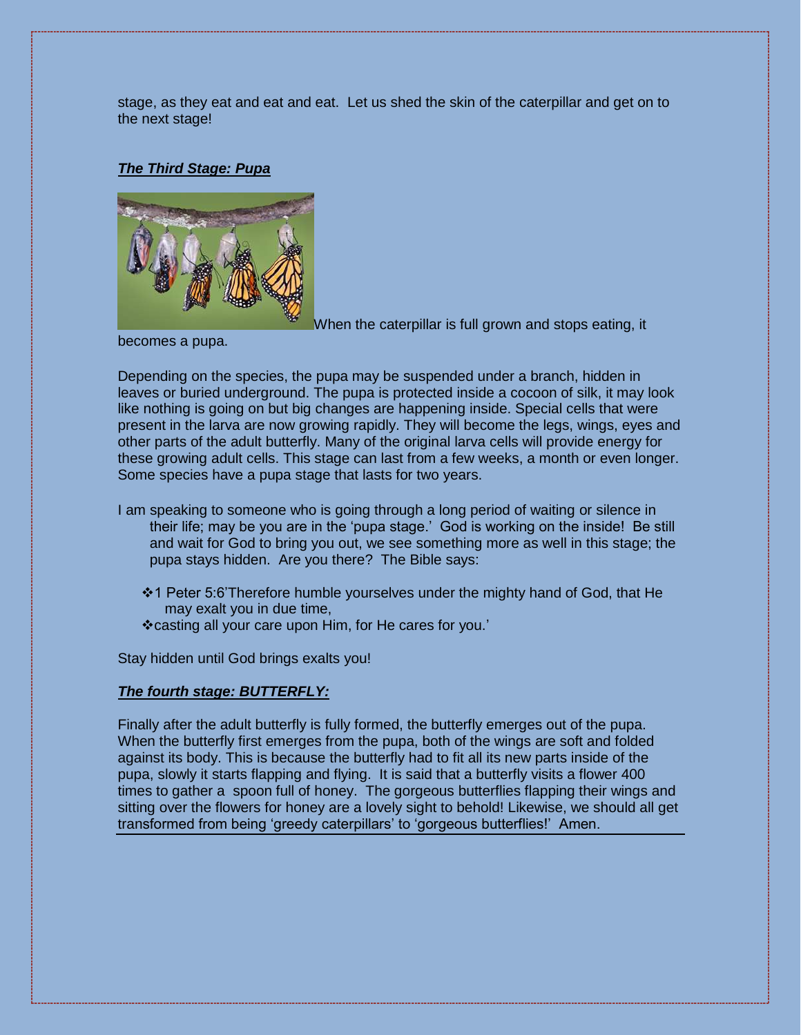stage, as they eat and eat and eat. Let us shed the skin of the caterpillar and get on to the next stage!

***The Third Stage: Pupa***

When the caterpillar is full grown and stops eating, it becomes a pupa.

Depending on the species, the pupa may be suspended under a branch, hidden in leaves or buried underground. The pupa is protected inside a cocoon of silk, it may look like nothing is going on but big changes are happening inside. Special cells that were present in the larva are now growing rapidly. They will become the legs, wings, eyes and other parts of the adult butterfly. Many of the original larva cells will provide energy for these growing adult cells. This stage can last from a few weeks, a month or even longer. Some species have a pupa stage that lasts for two years.

I am speaking to someone who is going through a long period of waiting or silence in their life; may be you are in the 'pupa stage.' God is working on the inside! Be still and wait for God to bring you out, we see something more as well in this stage; the pupa stays hidden. Are you there? The Bible says:

- 1 Peter 5:6'Therefore humble yourselves under the mighty hand of God, that He may exalt you in due time,
- casting all your care upon Him, for He cares for you.'

Stay hidden until God brings exalts you!

***The fourth stage: BUTTERFLY:***

Finally after the adult butterfly is fully formed, the butterfly emerges out of the pupa. When the butterfly first emerges from the pupa, both of the wings are soft and folded against its body. This is because the butterfly had to fit all its new parts inside of the pupa, slowly it starts flapping and flying. It is said that a butterfly visits a flower 400 times to gather a spoon full of honey. The gorgeous butterflies flapping their wings and sitting over the flowers for honey are a lovely sight to behold! Likewise, we should all get transformed from being 'greedy caterpillars' to 'gorgeous butterflies!' Amen.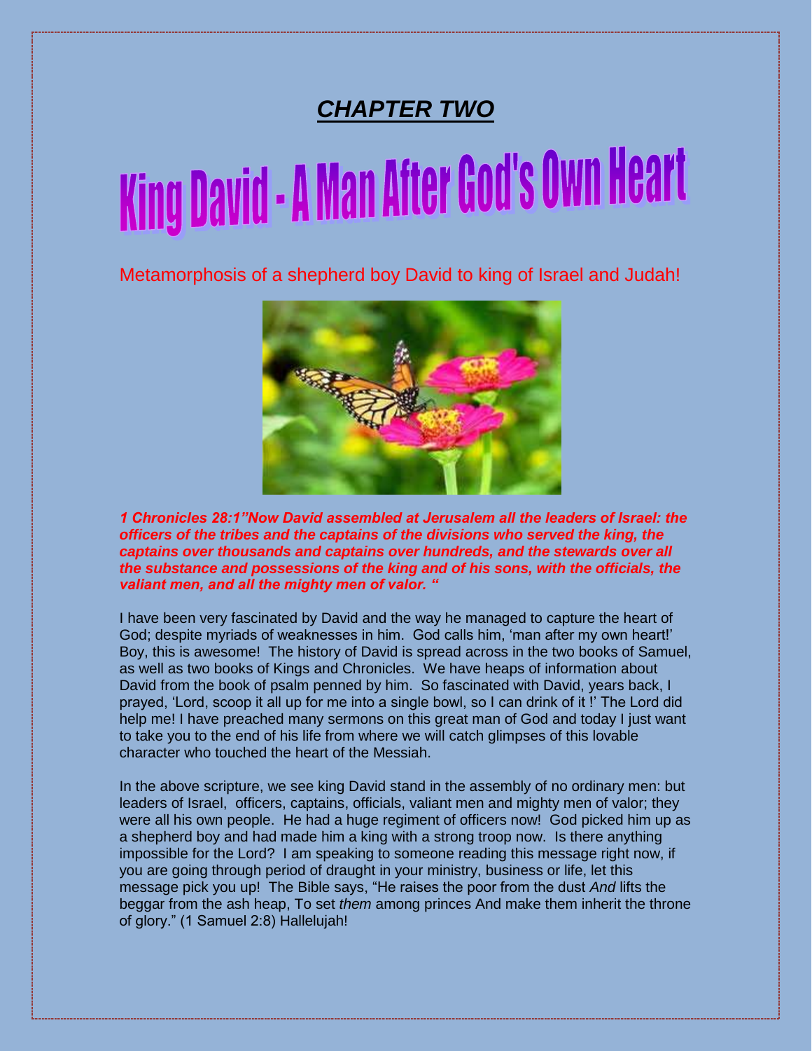# ***CHAPTER TWO***

# King David - A Man After God's Own Heart

Metamorphosis of a shepherd boy David to king of Israel and Judah!

***1 Chronicles 28:1"Now David assembled at Jerusalem all the leaders of Israel: the officers of the tribes and the captains of the divisions who served the king, the captains over thousands and captains over hundreds, and the stewards over all the substance and possessions of the king and of his sons, with the officials, the valiant men, and all the mighty men of valor. "***

I have been very fascinated by David and the way he managed to capture the heart of God; despite myriads of weaknesses in him. God calls him, 'man after my own heart!' Boy, this is awesome! The history of David is spread across in the two books of Samuel, as well as two books of Kings and Chronicles. We have heaps of information about David from the book of psalm penned by him. So fascinated with David, years back, I prayed, 'Lord, scoop it all up for me into a single bowl, so I can drink of it !' The Lord did help me! I have preached many sermons on this great man of God and today I just want to take you to the end of his life from where we will catch glimpses of this lovable character who touched the heart of the Messiah.

In the above scripture, we see king David stand in the assembly of no ordinary men: but leaders of Israel, officers, captains, officials, valiant men and mighty men of valor; they were all his own people. He had a huge regiment of officers now! God picked him up as a shepherd boy and had made him a king with a strong troop now. Is there anything impossible for the Lord? I am speaking to someone reading this message right now, if you are going through period of draught in your ministry, business or life, let this message pick you up! The Bible says, "He raises the poor from the dust *And* lifts the beggar from the ash heap, To set *them* among princes And make them inherit the throne of glory." (1 Samuel 2:8) Hallelujah!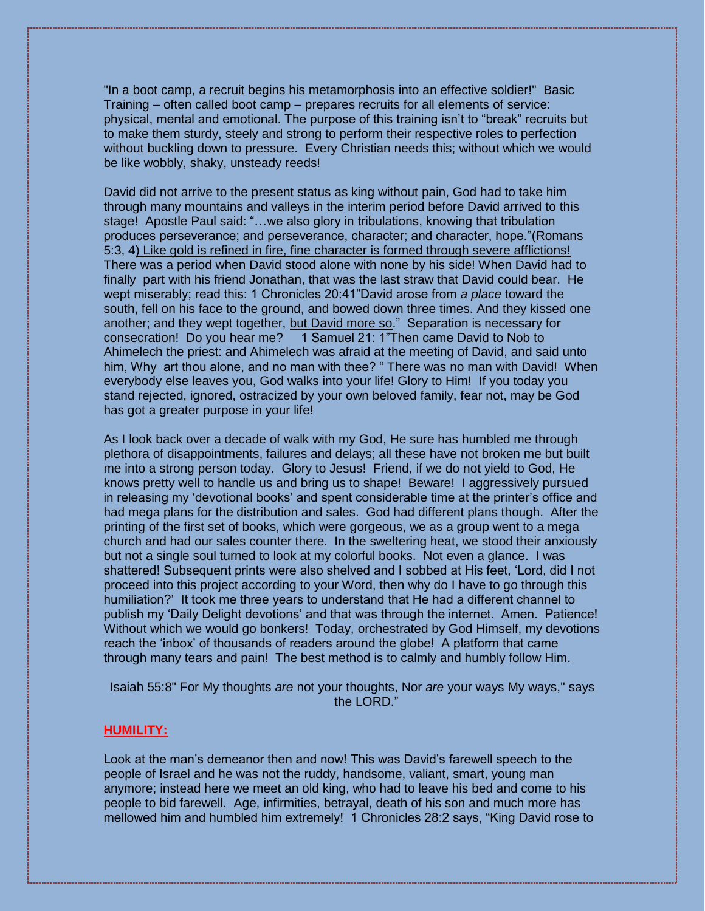"In a boot camp, a recruit begins his metamorphosis into an effective soldier!" Basic Training – often called boot camp – prepares recruits for all elements of service: physical, mental and emotional. The purpose of this training isn't to "break" recruits but to make them sturdy, steely and strong to perform their respective roles to perfection without buckling down to pressure. Every Christian needs this; without which we would be like wobbly, shaky, unsteady reeds!

David did not arrive to the present status as king without pain, God had to take him through many mountains and valleys in the interim period before David arrived to this stage! Apostle Paul said: "…we also glory in tribulations, knowing that tribulation produces perseverance; and perseverance, character; and character, hope."(Romans 5:3, 4) Like gold is refined in fire, fine character is formed through severe afflictions! There was a period when David stood alone with none by his side! When David had to finally part with his friend Jonathan, that was the last straw that David could bear. He wept miserably; read this: 1 Chronicles 20:41"David arose from *a place* toward the south, fell on his face to the ground, and bowed down three times. And they kissed one another; and they wept together, but David more so." Separation is necessary for consecration! Do you hear me? 1 Samuel 21: 1"Then came David to Nob to Ahimelech the priest: and Ahimelech was afraid at the meeting of David, and said unto him, Why art thou alone, and no man with thee? " There was no man with David! When everybody else leaves you, God walks into your life! Glory to Him! If you today you stand rejected, ignored, ostracized by your own beloved family, fear not, may be God has got a greater purpose in your life!

As I look back over a decade of walk with my God, He sure has humbled me through plethora of disappointments, failures and delays; all these have not broken me but built me into a strong person today. Glory to Jesus! Friend, if we do not yield to God, He knows pretty well to handle us and bring us to shape! Beware! I aggressively pursued in releasing my 'devotional books' and spent considerable time at the printer's office and had mega plans for the distribution and sales. God had different plans though. After the printing of the first set of books, which were gorgeous, we as a group went to a mega church and had our sales counter there. In the sweltering heat, we stood their anxiously but not a single soul turned to look at my colorful books. Not even a glance. I was shattered! Subsequent prints were also shelved and I sobbed at His feet, 'Lord, did I not proceed into this project according to your Word, then why do I have to go through this humiliation?' It took me three years to understand that He had a different channel to publish my 'Daily Delight devotions' and that was through the internet. Amen. Patience! Without which we would go bonkers! Today, orchestrated by God Himself, my devotions reach the 'inbox' of thousands of readers around the globe! A platform that came through many tears and pain! The best method is to calmly and humbly follow Him.

Isaiah 55:8" For My thoughts *are* not your thoughts, Nor *are* your ways My ways," says the LORD."

**HUMILITY:**

Look at the man's demeanor then and now! This was David's farewell speech to the people of Israel and he was not the ruddy, handsome, valiant, smart, young man anymore; instead here we meet an old king, who had to leave his bed and come to his people to bid farewell. Age, infirmities, betrayal, death of his son and much more has mellowed him and humbled him extremely! 1 Chronicles 28:2 says, "King David rose to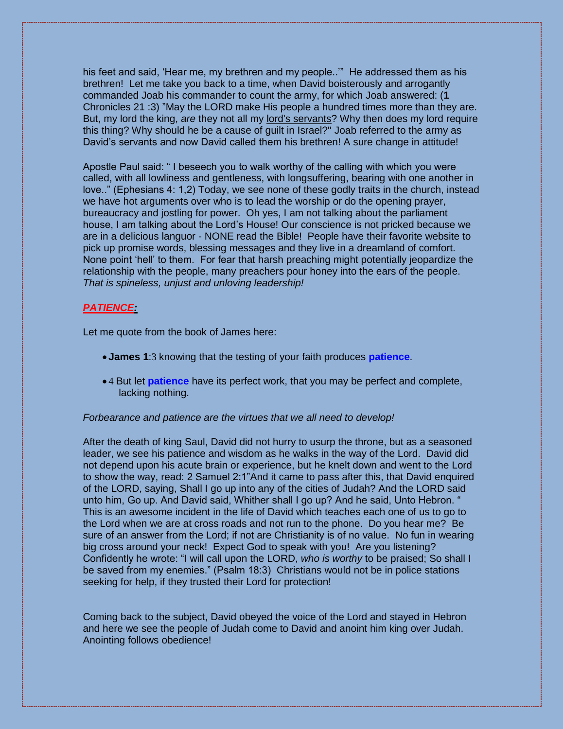his feet and said, 'Hear me, my brethren and my people..'" He addressed them as his brethren! Let me take you back to a time, when David boisterously and arrogantly commanded Joab his commander to count the army, for which Joab answered: (**1** Chronicles 21 :3) "May the LORD make His people a hundred times more than they are. But, my lord the king, *are* they not all my <u>lord's servants</u>? Why then does my lord require this thing? Why should he be a cause of guilt in Israel?" Joab referred to the army as David's servants and now David called them his brethren! A sure change in attitude!

Apostle Paul said: " I beseech you to walk worthy of the calling with which you were called, with all lowliness and gentleness, with longsuffering, bearing with one another in love.." (Ephesians 4: 1,2) Today, we see none of these godly traits in the church, instead we have hot arguments over who is to lead the worship or do the opening prayer, bureaucracy and jostling for power. Oh yes, I am not talking about the parliament house, I am talking about the Lord's House! Our conscience is not pricked because we are in a delicious languor - NONE read the Bible! People have their favorite website to pick up promise words, blessing messages and they live in a dreamland of comfort. None point 'hell' to them. For fear that harsh preaching might potentially jeopardize the relationship with the people, many preachers pour honey into the ears of the people. *That is spineless, unjust and unloving leadership!*

***<u>PATIENCE</u>:***

Let me quote from the book of James here:

- **James 1**:3 knowing that the testing of your faith produces **patience**.
- 4 But let **patience** have its perfect work, that you may be perfect and complete, lacking nothing.

*Forbearance and patience are the virtues that we all need to develop!*

After the death of king Saul, David did not hurry to usurp the throne, but as a seasoned leader, we see his patience and wisdom as he walks in the way of the Lord. David did not depend upon his acute brain or experience, but he knelt down and went to the Lord to show the way, read: 2 Samuel 2:1"And it came to pass after this, that David enquired of the LORD, saying, Shall I go up into any of the cities of Judah? And the LORD said unto him, Go up. And David said, Whither shall I go up? And he said, Unto Hebron. " This is an awesome incident in the life of David which teaches each one of us to go to the Lord when we are at cross roads and not run to the phone. Do you hear me? Be sure of an answer from the Lord; if not are Christianity is of no value. No fun in wearing big cross around your neck! Expect God to speak with you! Are you listening? Confidently he wrote: "I will call upon the LORD, *who is worthy* to be praised; So shall I be saved from my enemies." (Psalm 18:3) Christians would not be in police stations seeking for help, if they trusted their Lord for protection!

Coming back to the subject, David obeyed the voice of the Lord and stayed in Hebron and here we see the people of Judah come to David and anoint him king over Judah. Anointing follows obedience!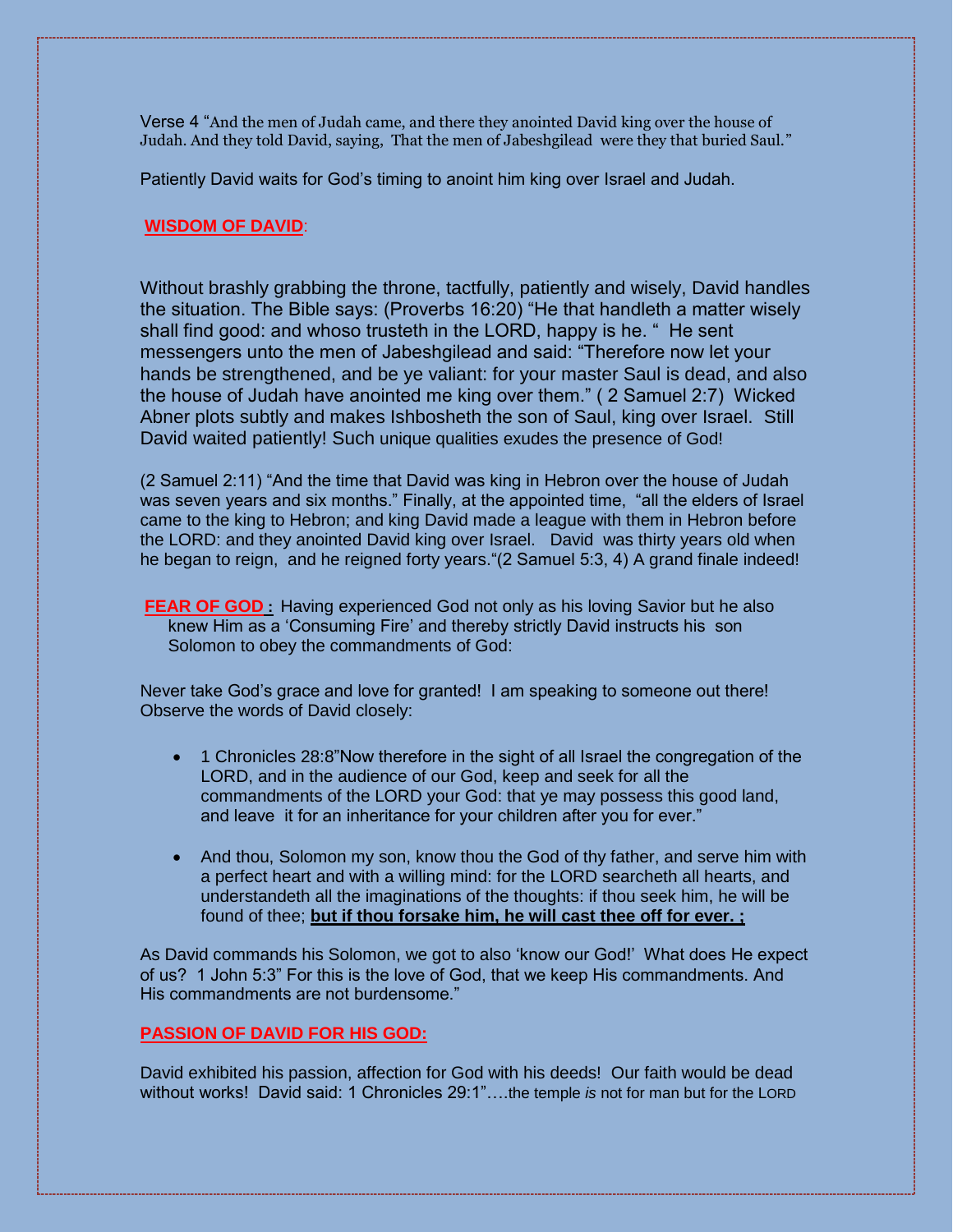Verse 4 “And the men of Judah came, and there they anointed David king over the house of Judah. And they told David, saying, That the men of Jabeshgilead were they that buried Saul.”

Patiently David waits for God’s timing to anoint him king over Israel and Judah.

**WISDOM OF DAVID**:

Without brashly grabbing the throne, tactfully, patiently and wisely, David handles the situation. The Bible says: (Proverbs 16:20) “He that handleth a matter wisely shall find good: and whoso trusteth in the LORD, happy is he. “ He sent messengers unto the men of Jabeshgilead and said: “Therefore now let your hands be strengthened, and be ye valiant: for your master Saul is dead, and also the house of Judah have anointed me king over them.” ( 2 Samuel 2:7) Wicked Abner plots subtly and makes Ishbosheth the son of Saul, king over Israel. Still David waited patiently! Such unique qualities exudes the presence of God!

(2 Samuel 2:11) “And the time that David was king in Hebron over the house of Judah was seven years and six months.” Finally, at the appointed time, “all the elders of Israel came to the king to Hebron; and king David made a league with them in Hebron before the LORD: and they anointed David king over Israel. David was thirty years old when he began to reign, and he reigned forty years.“(2 Samuel 5:3, 4) A grand finale indeed!

**FEAR OF GOD :** Having experienced God not only as his loving Savior but he also knew Him as a ‘Consuming Fire’ and thereby strictly David instructs his son Solomon to obey the commandments of God:

Never take God’s grace and love for granted! I am speaking to someone out there! Observe the words of David closely:

- 1 Chronicles 28:8”Now therefore in the sight of all Israel the congregation of the LORD, and in the audience of our God, keep and seek for all the commandments of the LORD your God: that ye may possess this good land, and leave it for an inheritance for your children after you for ever.”
- And thou, Solomon my son, know thou the God of thy father, and serve him with a perfect heart and with a willing mind: for the LORD searcheth all hearts, and understandeth all the imaginations of the thoughts: if thou seek him, he will be found of thee; **but if thou forsake him, he will cast thee off for ever. ;**

As David commands his Solomon, we got to also ‘know our God!’ What does He expect of us? 1 John 5:3” For this is the love of God, that we keep His commandments. And His commandments are not burdensome.”

**PASSION OF DAVID FOR HIS GOD:**

David exhibited his passion, affection for God with his deeds! Our faith would be dead without works! David said: 1 Chronicles 29:1”….the temple *is* not for man but for the LORD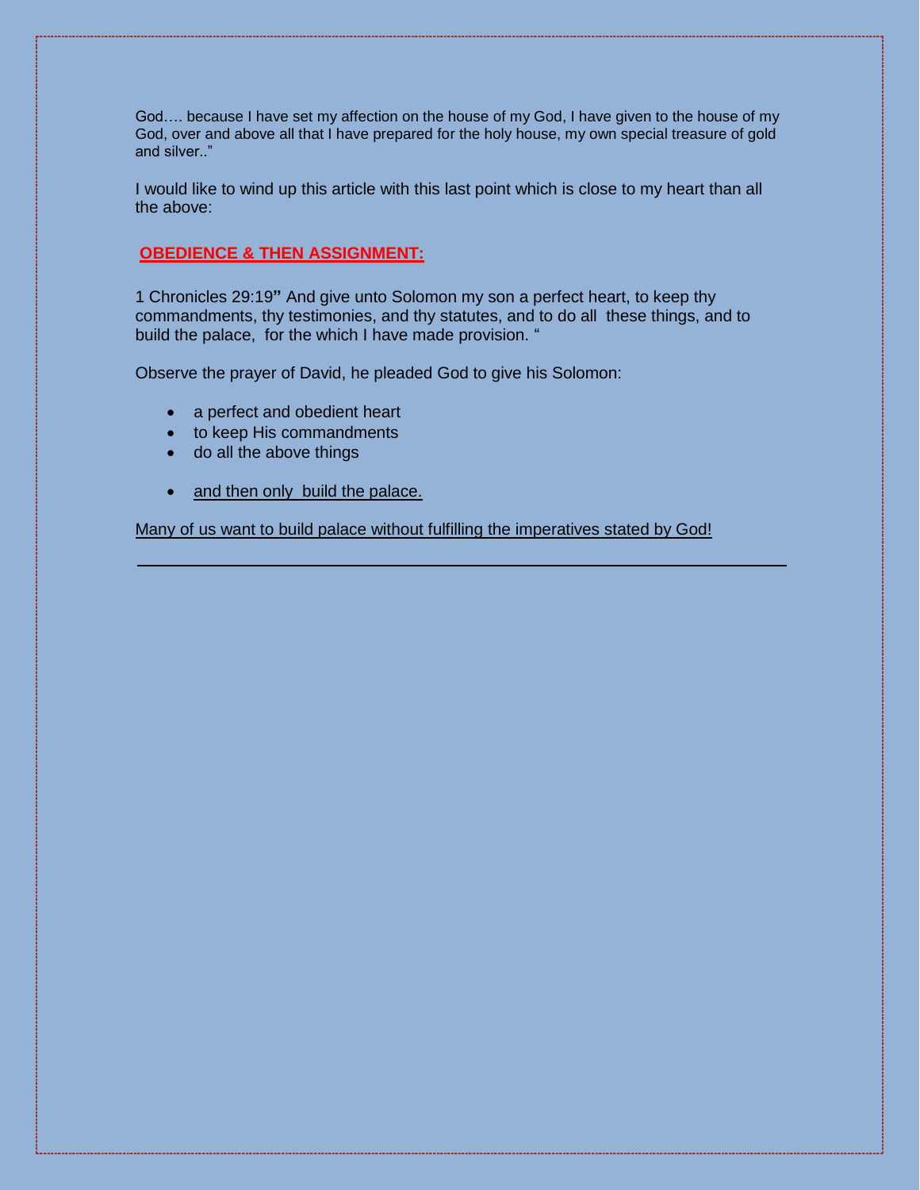God…. because I have set my affection on the house of my God, I have given to the house of my God, over and above all that I have prepared for the holy house, my own special treasure of gold and silver.."

I would like to wind up this article with this last point which is close to my heart than all the above:

## OBEDIENCE & THEN ASSIGNMENT:

1 Chronicles 29:19**"** And give unto Solomon my son a perfect heart, to keep thy commandments, thy testimonies, and thy statutes, and to do all these things, and to build the palace, for the which I have made provision. "

Observe the prayer of David, he pleaded God to give his Solomon:

- a perfect and obedient heart
- to keep His commandments
- do all the above things
- and then only build the palace.

Many of us want to build palace without fulfilling the imperatives stated by God!

---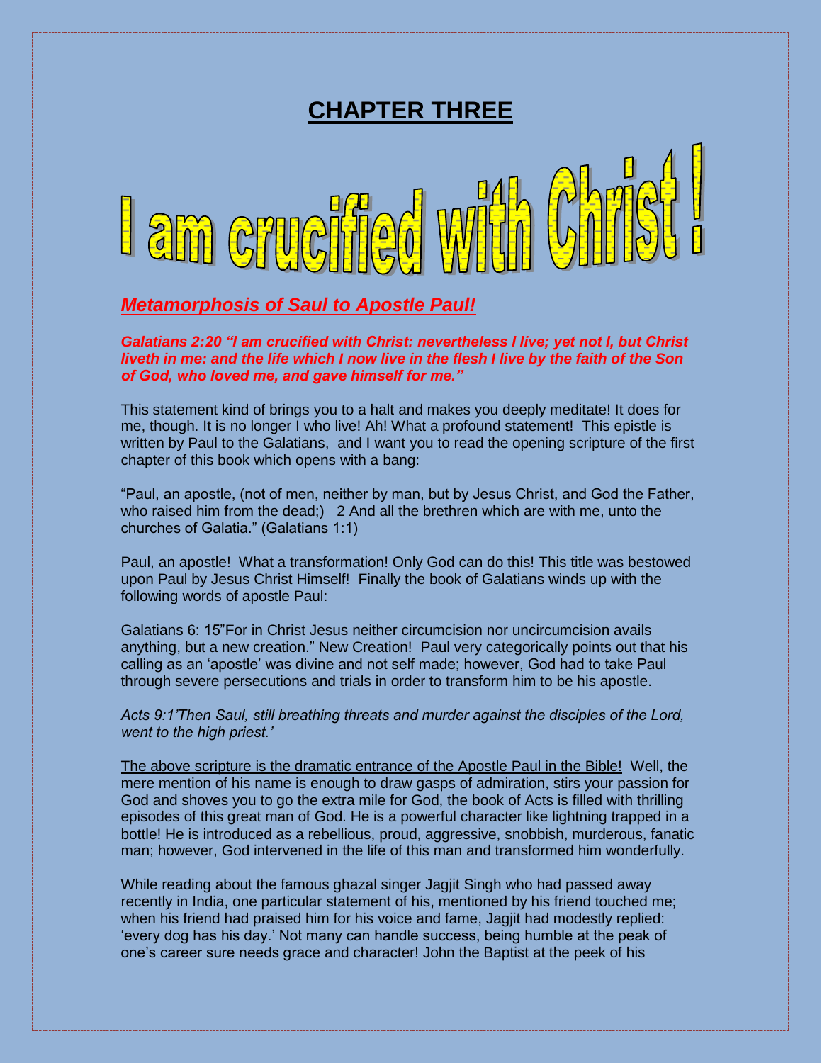## CHAPTER THREE

# I am crucified with Christ !

***Metamorphosis of Saul to Apostle Paul!***

***Galatians 2:20 "I am crucified with Christ: nevertheless I live; yet not I, but Christ liveth in me: and the life which I now live in the flesh I live by the faith of the Son of God, who loved me, and gave himself for me."***

This statement kind of brings you to a halt and makes you deeply meditate! It does for me, though. It is no longer I who live! Ah! What a profound statement! This epistle is written by Paul to the Galatians, and I want you to read the opening scripture of the first chapter of this book which opens with a bang:

"Paul, an apostle, (not of men, neither by man, but by Jesus Christ, and God the Father, who raised him from the dead;) 2 And all the brethren which are with me, unto the churches of Galatia." (Galatians 1:1)

Paul, an apostle! What a transformation! Only God can do this! This title was bestowed upon Paul by Jesus Christ Himself! Finally the book of Galatians winds up with the following words of apostle Paul:

Galatians 6: 15"For in Christ Jesus neither circumcision nor uncircumcision avails anything, but a new creation." New Creation! Paul very categorically points out that his calling as an 'apostle' was divine and not self made; however, God had to take Paul through severe persecutions and trials in order to transform him to be his apostle.

*Acts 9:1'Then Saul, still breathing threats and murder against the disciples of the Lord, went to the high priest.'*

The above scripture is the dramatic entrance of the Apostle Paul in the Bible! Well, the mere mention of his name is enough to draw gasps of admiration, stirs your passion for God and shoves you to go the extra mile for God, the book of Acts is filled with thrilling episodes of this great man of God. He is a powerful character like lightning trapped in a bottle! He is introduced as a rebellious, proud, aggressive, snobbish, murderous, fanatic man; however, God intervened in the life of this man and transformed him wonderfully.

While reading about the famous ghazal singer Jagjit Singh who had passed away recently in India, one particular statement of his, mentioned by his friend touched me; when his friend had praised him for his voice and fame, Jagjit had modestly replied: 'every dog has his day.' Not many can handle success, being humble at the peak of one's career sure needs grace and character! John the Baptist at the peek of his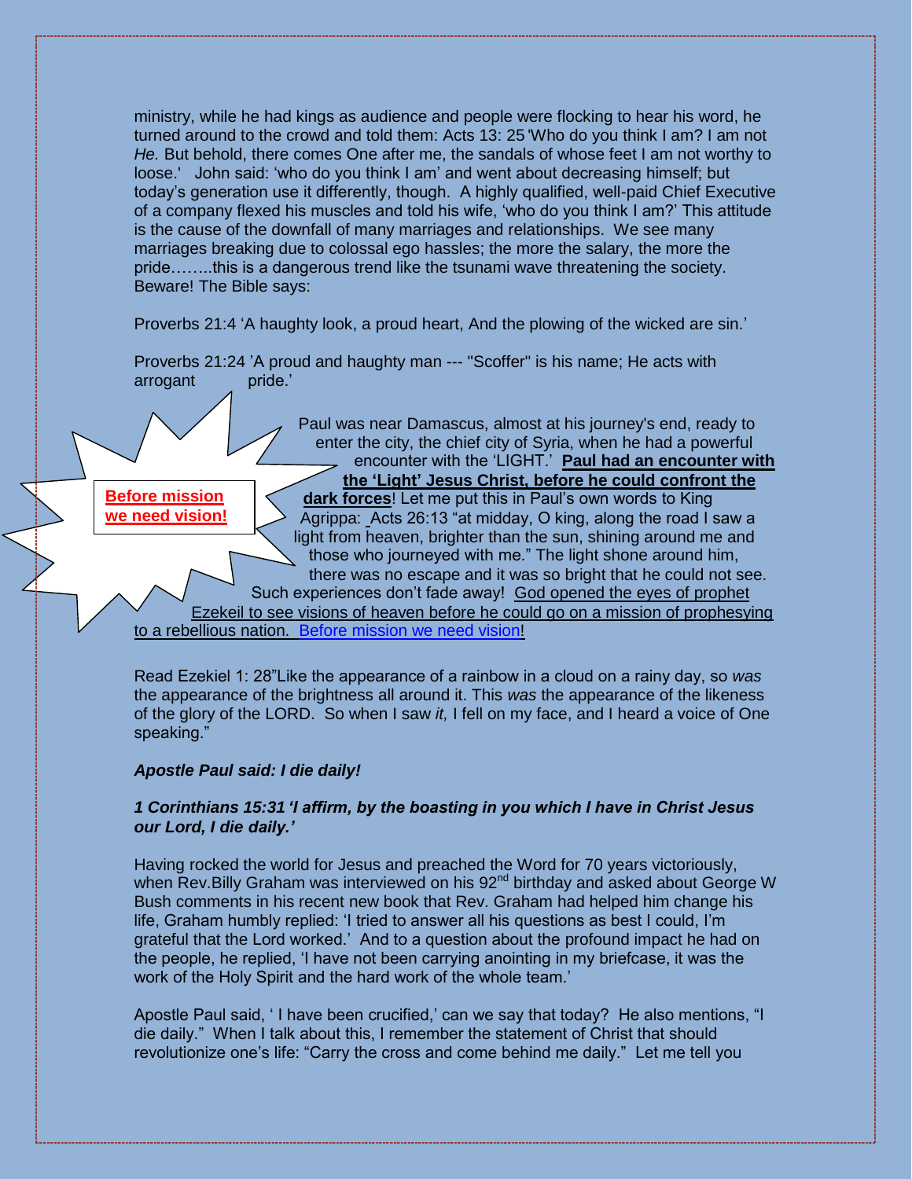ministry, while he had kings as audience and people were flocking to hear his word, he turned around to the crowd and told them: Acts 13: 25 'Who do you think I am? I am not *He.* But behold, there comes One after me, the sandals of whose feet I am not worthy to loose.' John said: 'who do you think I am' and went about decreasing himself; but today's generation use it differently, though. A highly qualified, well-paid Chief Executive of a company flexed his muscles and told his wife, 'who do you think I am?' This attitude is the cause of the downfall of many marriages and relationships. We see many marriages breaking due to colossal ego hassles; the more the salary, the more the pride……..this is a dangerous trend like the tsunami wave threatening the society. Beware! The Bible says:

Proverbs 21:4 'A haughty look, a proud heart, And the plowing of the wicked are sin.'

Proverbs 21:24 'A proud and haughty man --- "Scoffer" is his name; He acts with arrogant pride.'

**Before mission we need vision!**

Paul was near Damascus, almost at his journey's end, ready to enter the city, the chief city of Syria, when he had a powerful encounter with the 'LIGHT.' **Paul had an encounter with the 'Light' Jesus Christ, before he could confront the dark forces**! Let me put this in Paul's own words to King Agrippa: Acts 26:13 "at midday, O king, along the road I saw a light from heaven, brighter than the sun, shining around me and those who journeyed with me." The light shone around him, there was no escape and it was so bright that he could not see. Such experiences don't fade away! God opened the eyes of prophet Ezekeil to see visions of heaven before he could go on a mission of prophesying to a rebellious nation. Before mission we need vision!

Read Ezekiel 1: 28"Like the appearance of a rainbow in a cloud on a rainy day, so *was* the appearance of the brightness all around it. This *was* the appearance of the likeness of the glory of the LORD. So when I saw *it,* I fell on my face, and I heard a voice of One speaking."

***Apostle Paul said: I die daily!***

***1 Corinthians 15:31 'I affirm, by the boasting in you which I have in Christ Jesus our Lord, I die daily.'***

Having rocked the world for Jesus and preached the Word for 70 years victoriously, when Rev.Billy Graham was interviewed on his 92nd birthday and asked about George W Bush comments in his recent new book that Rev. Graham had helped him change his life, Graham humbly replied: 'I tried to answer all his questions as best I could, I'm grateful that the Lord worked.' And to a question about the profound impact he had on the people, he replied, 'I have not been carrying anointing in my briefcase, it was the work of the Holy Spirit and the hard work of the whole team.'

Apostle Paul said, ' I have been crucified,' can we say that today? He also mentions, "I die daily." When I talk about this, I remember the statement of Christ that should revolutionize one's life: "Carry the cross and come behind me daily." Let me tell you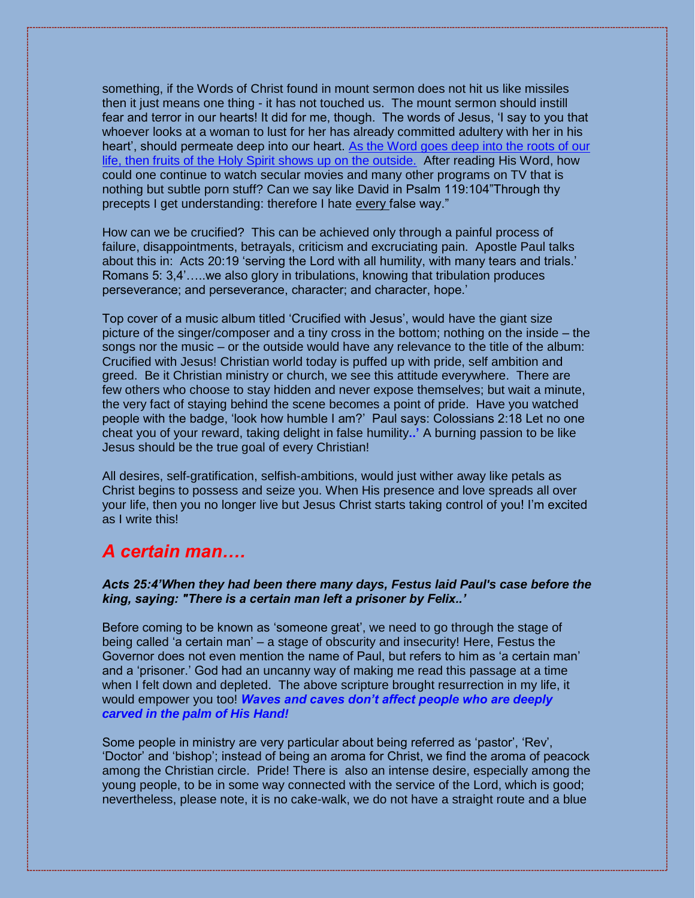something, if the Words of Christ found in mount sermon does not hit us like missiles then it just means one thing - it has not touched us. The mount sermon should instill fear and terror in our hearts! It did for me, though. The words of Jesus, 'I say to you that whoever looks at a woman to lust for her has already committed adultery with her in his heart', should permeate deep into our heart. As the Word goes deep into the roots of our life, then fruits of the Holy Spirit shows up on the outside. After reading His Word, how could one continue to watch secular movies and many other programs on TV that is nothing but subtle porn stuff? Can we say like David in Psalm 119:104"Through thy precepts I get understanding: therefore I hate every false way."

How can we be crucified? This can be achieved only through a painful process of failure, disappointments, betrayals, criticism and excruciating pain. Apostle Paul talks about this in: Acts 20:19 'serving the Lord with all humility, with many tears and trials.' Romans 5: 3,4'…..we also glory in tribulations, knowing that tribulation produces perseverance; and perseverance, character; and character, hope.'

Top cover of a music album titled 'Crucified with Jesus', would have the giant size picture of the singer/composer and a tiny cross in the bottom; nothing on the inside – the songs nor the music – or the outside would have any relevance to the title of the album: Crucified with Jesus! Christian world today is puffed up with pride, self ambition and greed. Be it Christian ministry or church, we see this attitude everywhere. There are few others who choose to stay hidden and never expose themselves; but wait a minute, the very fact of staying behind the scene becomes a point of pride. Have you watched people with the badge, 'look how humble I am?' Paul says: Colossians 2:18 Let no one cheat you of your reward, taking delight in false humility**..'** A burning passion to be like Jesus should be the true goal of every Christian!

All desires, self-gratification, selfish-ambitions, would just wither away like petals as Christ begins to possess and seize you. When His presence and love spreads all over your life, then you no longer live but Jesus Christ starts taking control of you! I'm excited as I write this!

## *A certain man….*

***Acts 25:4'When they had been there many days, Festus laid Paul's case before the king, saying: "There is a certain man left a prisoner by Felix..'***

Before coming to be known as 'someone great', we need to go through the stage of being called 'a certain man' – a stage of obscurity and insecurity! Here, Festus the Governor does not even mention the name of Paul, but refers to him as 'a certain man' and a 'prisoner.' God had an uncanny way of making me read this passage at a time when I felt down and depleted. The above scripture brought resurrection in my life, it would empower you too! ***Waves and caves don't affect people who are deeply carved in the palm of His Hand!***

Some people in ministry are very particular about being referred as 'pastor', 'Rev', 'Doctor' and 'bishop'; instead of being an aroma for Christ, we find the aroma of peacock among the Christian circle. Pride! There is also an intense desire, especially among the young people, to be in some way connected with the service of the Lord, which is good; nevertheless, please note, it is no cake-walk, we do not have a straight route and a blue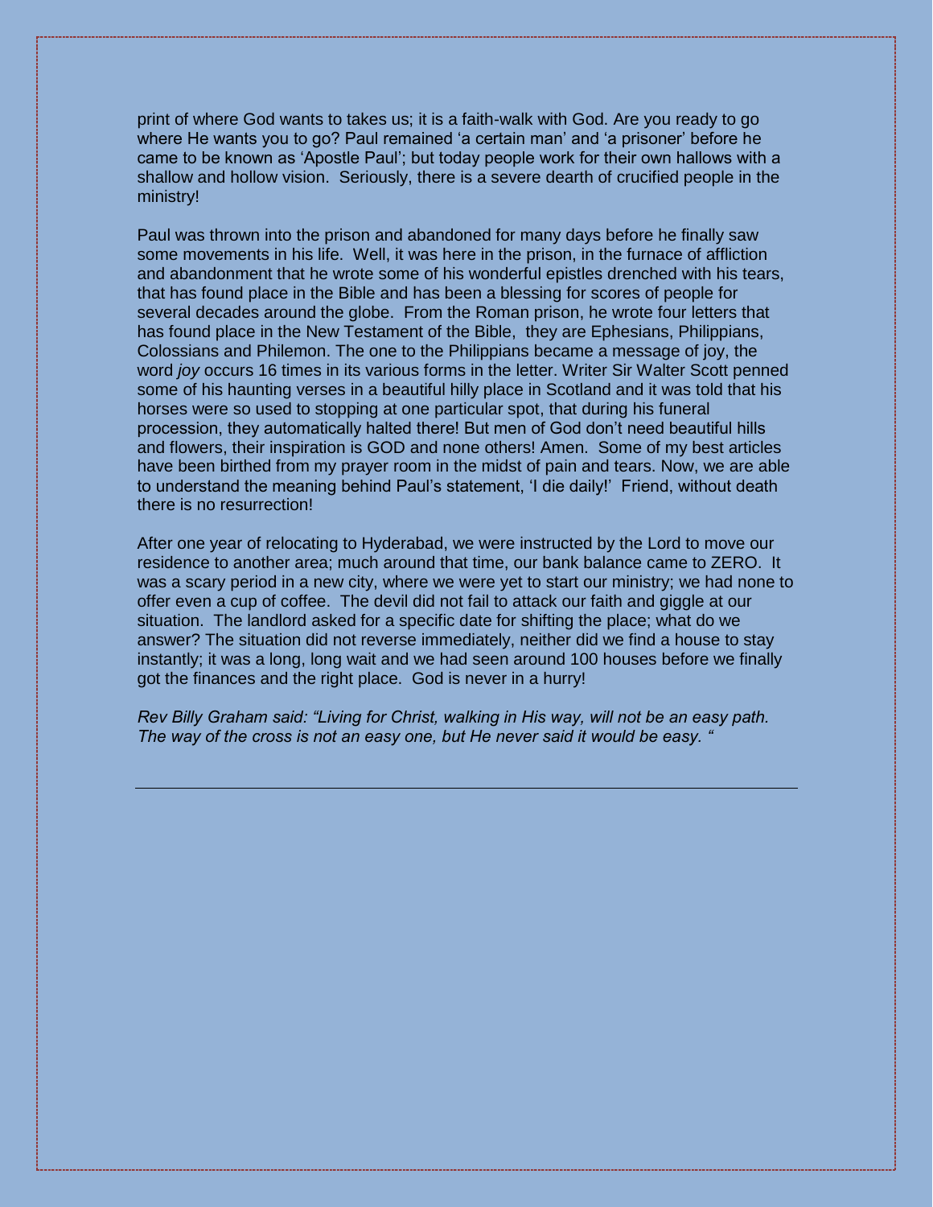print of where God wants to takes us; it is a faith-walk with God. Are you ready to go where He wants you to go? Paul remained 'a certain man' and 'a prisoner' before he came to be known as 'Apostle Paul'; but today people work for their own hallows with a shallow and hollow vision. Seriously, there is a severe dearth of crucified people in the ministry!

Paul was thrown into the prison and abandoned for many days before he finally saw some movements in his life. Well, it was here in the prison, in the furnace of affliction and abandonment that he wrote some of his wonderful epistles drenched with his tears, that has found place in the Bible and has been a blessing for scores of people for several decades around the globe. From the Roman prison, he wrote four letters that has found place in the New Testament of the Bible, they are Ephesians, Philippians, Colossians and Philemon. The one to the Philippians became a message of joy, the word *joy* occurs 16 times in its various forms in the letter. Writer Sir Walter Scott penned some of his haunting verses in a beautiful hilly place in Scotland and it was told that his horses were so used to stopping at one particular spot, that during his funeral procession, they automatically halted there! But men of God don't need beautiful hills and flowers, their inspiration is GOD and none others! Amen. Some of my best articles have been birthed from my prayer room in the midst of pain and tears. Now, we are able to understand the meaning behind Paul's statement, 'I die daily!' Friend, without death there is no resurrection!

After one year of relocating to Hyderabad, we were instructed by the Lord to move our residence to another area; much around that time, our bank balance came to ZERO. It was a scary period in a new city, where we were yet to start our ministry; we had none to offer even a cup of coffee. The devil did not fail to attack our faith and giggle at our situation. The landlord asked for a specific date for shifting the place; what do we answer? The situation did not reverse immediately, neither did we find a house to stay instantly; it was a long, long wait and we had seen around 100 houses before we finally got the finances and the right place. God is never in a hurry!

*Rev Billy Graham said: "Living for Christ, walking in His way, will not be an easy path. The way of the cross is not an easy one, but He never said it would be easy. "*

---